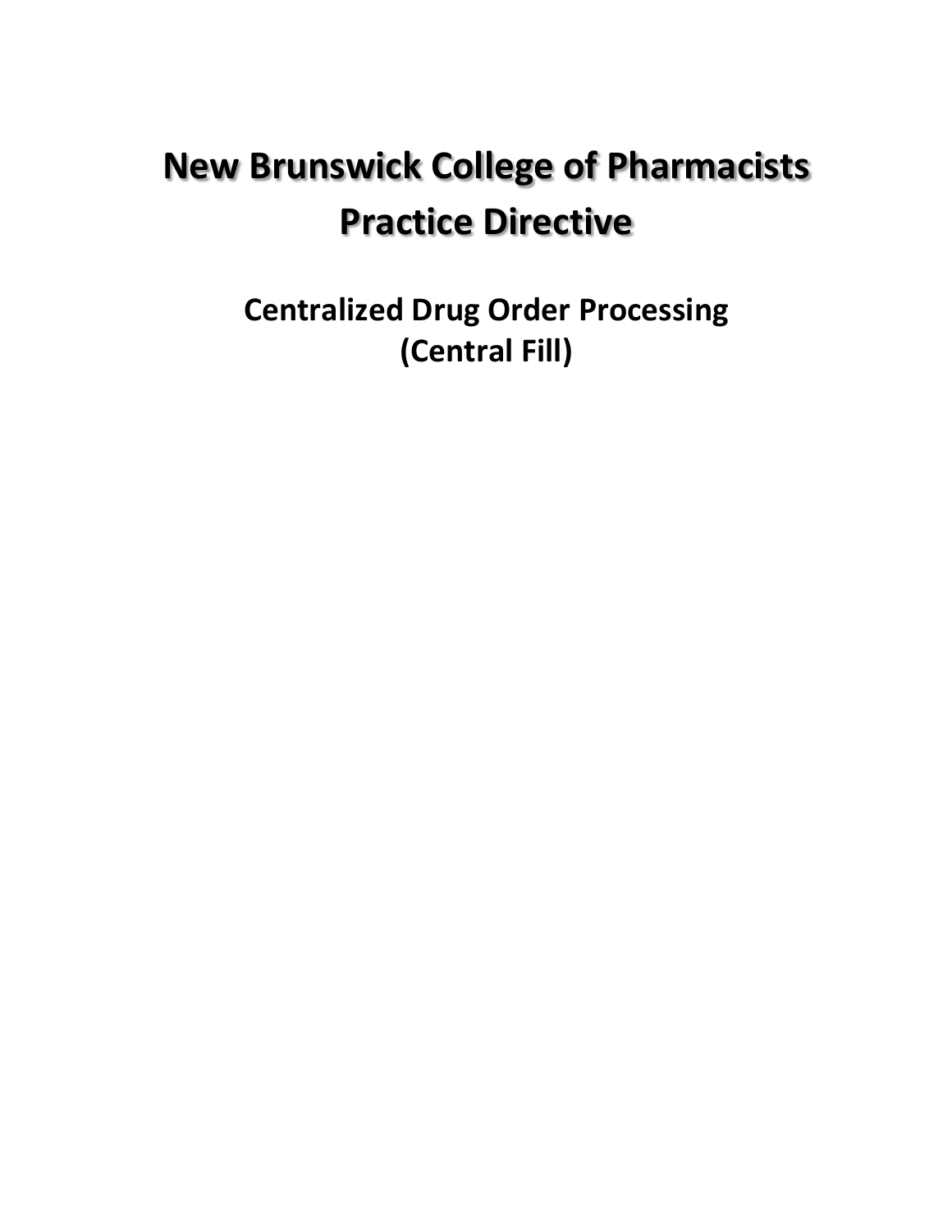# New Brunswick College of Pharmacists Practice Directive

## Centralized Drug Order Processing (Central Fill)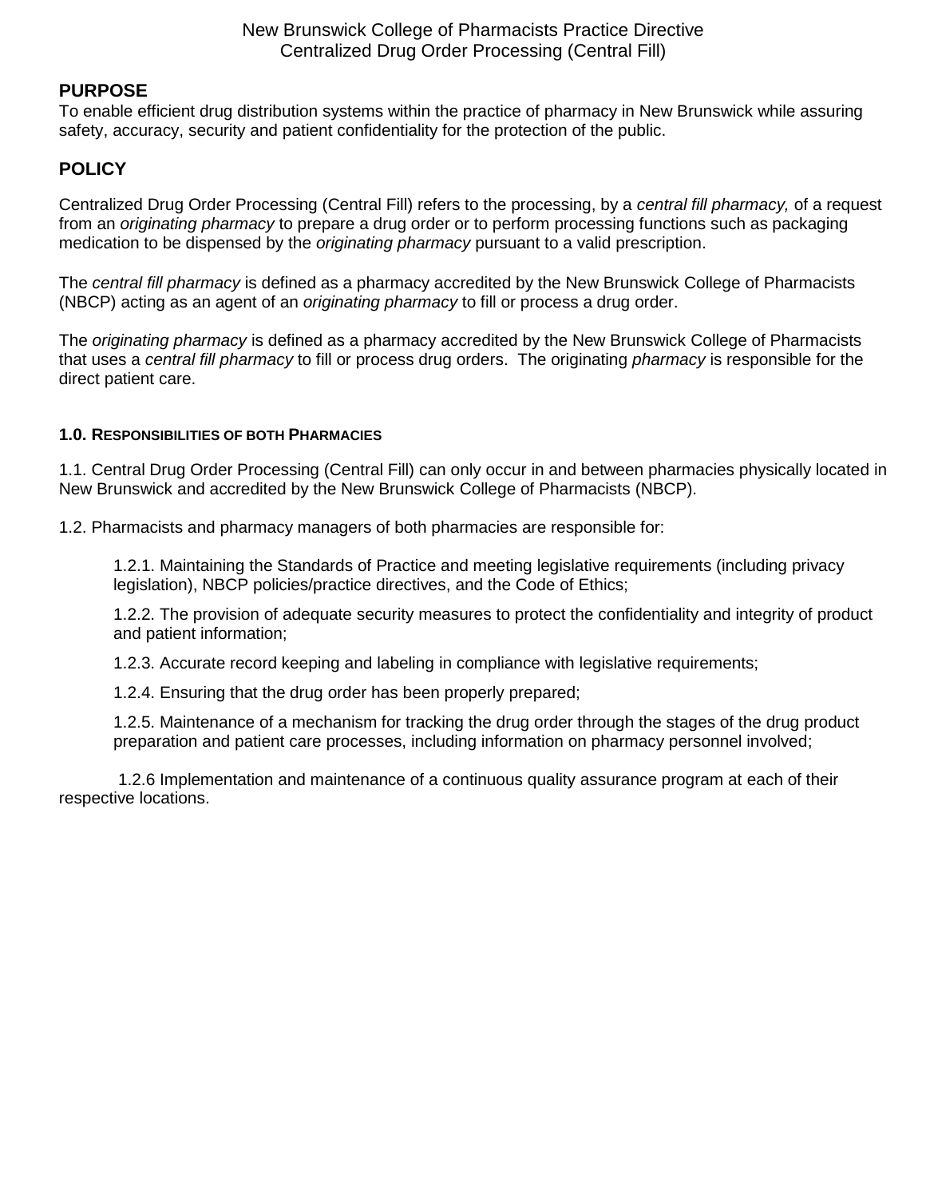New Brunswick College of Pharmacists Practice Directive
Centralized Drug Order Processing (Central Fill)

## PURPOSE

To enable efficient drug distribution systems within the practice of pharmacy in New Brunswick while assuring safety, accuracy, security and patient confidentiality for the protection of the public.

## POLICY

Centralized Drug Order Processing (Central Fill) refers to the processing, by a *central fill pharmacy,* of a request from an *originating pharmacy* to prepare a drug order or to perform processing functions such as packaging medication to be dispensed by the *originating pharmacy* pursuant to a valid prescription.

The *central fill pharmacy* is defined as a pharmacy accredited by the New Brunswick College of Pharmacists (NBCP) acting as an agent of an *originating pharmacy* to fill or process a drug order.

The *originating pharmacy* is defined as a pharmacy accredited by the New Brunswick College of Pharmacists that uses a *central fill pharmacy* to fill or process drug orders. The originating *pharmacy* is responsible for the direct patient care.

### 1.0. Responsibilities of both Pharmacies

1.1. Central Drug Order Processing (Central Fill) can only occur in and between pharmacies physically located in New Brunswick and accredited by the New Brunswick College of Pharmacists (NBCP).

1.2. Pharmacists and pharmacy managers of both pharmacies are responsible for:

> 1.2.1. Maintaining the Standards of Practice and meeting legislative requirements (including privacy legislation), NBCP policies/practice directives, and the Code of Ethics;
>
> 1.2.2. The provision of adequate security measures to protect the confidentiality and integrity of product and patient information;
>
> 1.2.3. Accurate record keeping and labeling in compliance with legislative requirements;
>
> 1.2.4. Ensuring that the drug order has been properly prepared;
>
> 1.2.5. Maintenance of a mechanism for tracking the drug order through the stages of the drug product preparation and patient care processes, including information on pharmacy personnel involved;
>
> 1.2.6 Implementation and maintenance of a continuous quality assurance program at each of their respective locations.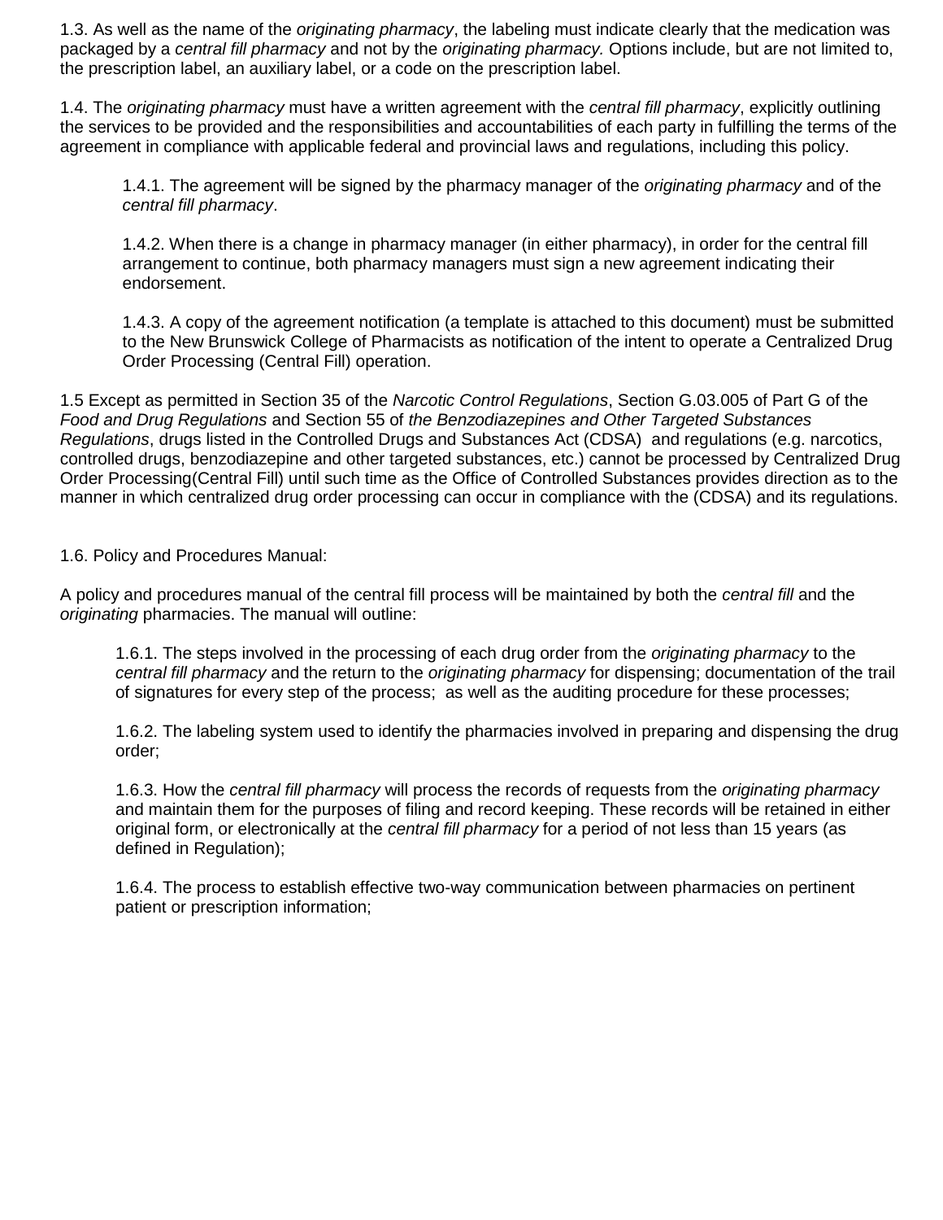1.3. As well as the name of the *originating pharmacy*, the labeling must indicate clearly that the medication was packaged by a *central fill pharmacy* and not by the *originating pharmacy.* Options include, but are not limited to, the prescription label, an auxiliary label, or a code on the prescription label.

1.4. The *originating pharmacy* must have a written agreement with the *central fill pharmacy*, explicitly outlining the services to be provided and the responsibilities and accountabilities of each party in fulfilling the terms of the agreement in compliance with applicable federal and provincial laws and regulations, including this policy.

> 1.4.1. The agreement will be signed by the pharmacy manager of the *originating pharmacy* and of the *central fill pharmacy*.
>
> 1.4.2. When there is a change in pharmacy manager (in either pharmacy), in order for the central fill arrangement to continue, both pharmacy managers must sign a new agreement indicating their endorsement.
>
> 1.4.3. A copy of the agreement notification (a template is attached to this document) must be submitted to the New Brunswick College of Pharmacists as notification of the intent to operate a Centralized Drug Order Processing (Central Fill) operation.

1.5 Except as permitted in Section 35 of the *Narcotic Control Regulations*, Section G.03.005 of Part G of the *Food and Drug Regulations* and Section 55 of *the Benzodiazepines and Other Targeted Substances Regulations*, drugs listed in the Controlled Drugs and Substances Act (CDSA) and regulations (e.g. narcotics, controlled drugs, benzodiazepine and other targeted substances, etc.) cannot be processed by Centralized Drug Order Processing(Central Fill) until such time as the Office of Controlled Substances provides direction as to the manner in which centralized drug order processing can occur in compliance with the (CDSA) and its regulations.

1.6. Policy and Procedures Manual:

A policy and procedures manual of the central fill process will be maintained by both the *central fill* and the *originating* pharmacies. The manual will outline:

> 1.6.1. The steps involved in the processing of each drug order from the *originating pharmacy* to the *central fill pharmacy* and the return to the *originating pharmacy* for dispensing; documentation of the trail of signatures for every step of the process; as well as the auditing procedure for these processes;
>
> 1.6.2. The labeling system used to identify the pharmacies involved in preparing and dispensing the drug order;
>
> 1.6.3. How the *central fill pharmacy* will process the records of requests from the *originating pharmacy* and maintain them for the purposes of filing and record keeping. These records will be retained in either original form, or electronically at the *central fill pharmacy* for a period of not less than 15 years (as defined in Regulation);
>
> 1.6.4. The process to establish effective two-way communication between pharmacies on pertinent patient or prescription information;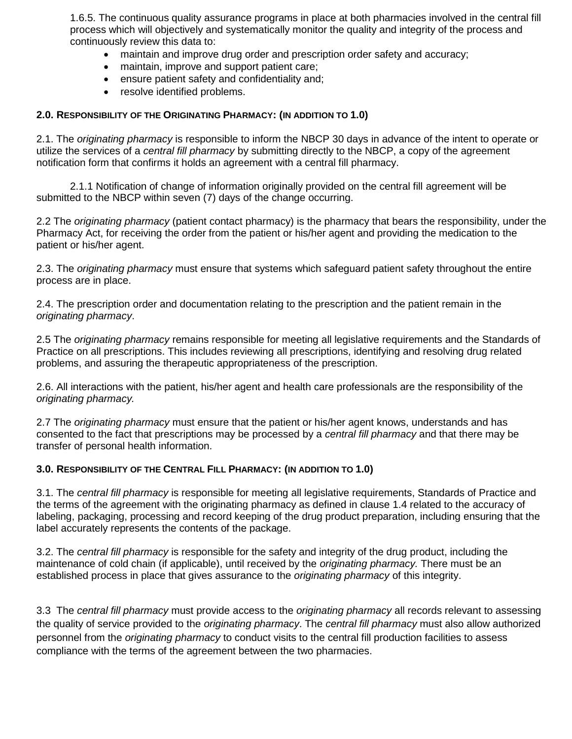1.6.5. The continuous quality assurance programs in place at both pharmacies involved in the central fill process which will objectively and systematically monitor the quality and integrity of the process and continuously review this data to:

- maintain and improve drug order and prescription order safety and accuracy;
- maintain, improve and support patient care;
- ensure patient safety and confidentiality and;
- resolve identified problems.

**2.0. RESPONSIBILITY OF THE ORIGINATING PHARMACY: (IN ADDITION TO 1.0)**

2.1. The *originating pharmacy* is responsible to inform the NBCP 30 days in advance of the intent to operate or utilize the services of a *central fill pharmacy* by submitting directly to the NBCP, a copy of the agreement notification form that confirms it holds an agreement with a central fill pharmacy.

2.1.1 Notification of change of information originally provided on the central fill agreement will be submitted to the NBCP within seven (7) days of the change occurring.

2.2 The *originating pharmacy* (patient contact pharmacy) is the pharmacy that bears the responsibility, under the Pharmacy Act, for receiving the order from the patient or his/her agent and providing the medication to the patient or his/her agent.

2.3. The *originating pharmacy* must ensure that systems which safeguard patient safety throughout the entire process are in place.

2.4. The prescription order and documentation relating to the prescription and the patient remain in the *originating pharmacy*.

2.5 The *originating pharmacy* remains responsible for meeting all legislative requirements and the Standards of Practice on all prescriptions. This includes reviewing all prescriptions, identifying and resolving drug related problems, and assuring the therapeutic appropriateness of the prescription.

2.6. All interactions with the patient, his/her agent and health care professionals are the responsibility of the *originating pharmacy.*

2.7 The *originating pharmacy* must ensure that the patient or his/her agent knows, understands and has consented to the fact that prescriptions may be processed by a *central fill pharmacy* and that there may be transfer of personal health information.

**3.0. RESPONSIBILITY OF THE CENTRAL FILL PHARMACY: (IN ADDITION TO 1.0)**

3.1. The *central fill pharmacy* is responsible for meeting all legislative requirements, Standards of Practice and the terms of the agreement with the originating pharmacy as defined in clause 1.4 related to the accuracy of labeling, packaging, processing and record keeping of the drug product preparation, including ensuring that the label accurately represents the contents of the package.

3.2. The *central fill pharmacy* is responsible for the safety and integrity of the drug product, including the maintenance of cold chain (if applicable), until received by the *originating pharmacy.* There must be an established process in place that gives assurance to the *originating pharmacy* of this integrity.

3.3 The *central fill pharmacy* must provide access to the *originating pharmacy* all records relevant to assessing the quality of service provided to the *originating pharmacy*. The *central fill pharmacy* must also allow authorized personnel from the *originating pharmacy* to conduct visits to the central fill production facilities to assess compliance with the terms of the agreement between the two pharmacies.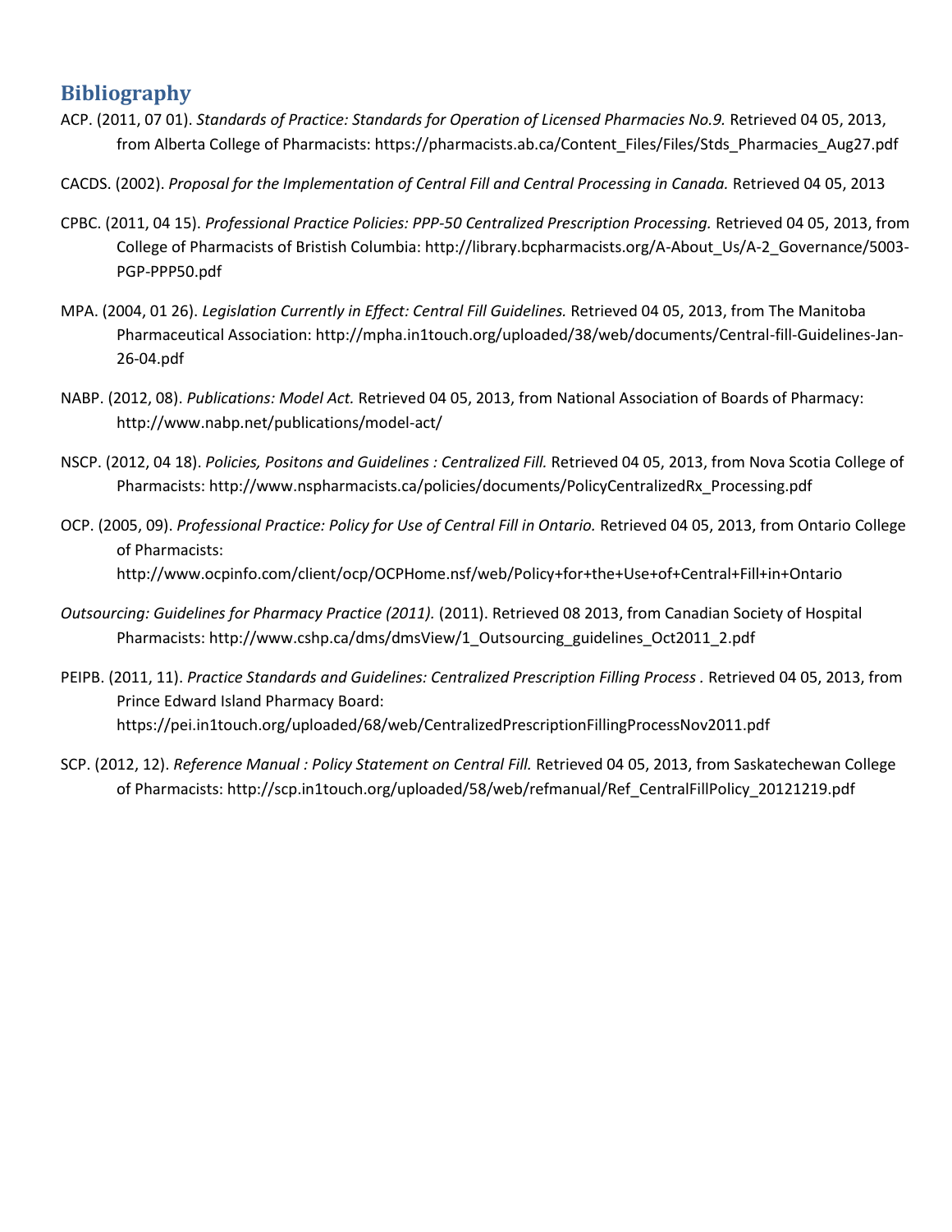## Bibliography

ACP. (2011, 07 01). *Standards of Practice: Standards for Operation of Licensed Pharmacies No.9.* Retrieved 04 05, 2013, from Alberta College of Pharmacists: https://pharmacists.ab.ca/Content_Files/Files/Stds_Pharmacies_Aug27.pdf

CACDS. (2002). *Proposal for the Implementation of Central Fill and Central Processing in Canada.* Retrieved 04 05, 2013

CPBC. (2011, 04 15). *Professional Practice Policies: PPP-50 Centralized Prescription Processing.* Retrieved 04 05, 2013, from College of Pharmacists of Bristish Columbia: http://library.bcpharmacists.org/A-About_Us/A-2_Governance/5003-PGP-PPP50.pdf

MPA. (2004, 01 26). *Legislation Currently in Effect: Central Fill Guidelines.* Retrieved 04 05, 2013, from The Manitoba Pharmaceutical Association: http://mpha.in1touch.org/uploaded/38/web/documents/Central-fill-Guidelines-Jan-26-04.pdf

NABP. (2012, 08). *Publications: Model Act.* Retrieved 04 05, 2013, from National Association of Boards of Pharmacy: http://www.nabp.net/publications/model-act/

NSCP. (2012, 04 18). *Policies, Positons and Guidelines : Centralized Fill.* Retrieved 04 05, 2013, from Nova Scotia College of Pharmacists: http://www.nspharmacists.ca/policies/documents/PolicyCentralizedRx_Processing.pdf

OCP. (2005, 09). *Professional Practice: Policy for Use of Central Fill in Ontario.* Retrieved 04 05, 2013, from Ontario College of Pharmacists: http://www.ocpinfo.com/client/ocp/OCPHome.nsf/web/Policy+for+the+Use+of+Central+Fill+in+Ontario

*Outsourcing: Guidelines for Pharmacy Practice (2011).* (2011). Retrieved 08 2013, from Canadian Society of Hospital Pharmacists: http://www.cshp.ca/dms/dmsView/1_Outsourcing_guidelines_Oct2011_2.pdf

PEIPB. (2011, 11). *Practice Standards and Guidelines: Centralized Prescription Filling Process .* Retrieved 04 05, 2013, from Prince Edward Island Pharmacy Board: https://pei.in1touch.org/uploaded/68/web/CentralizedPrescriptionFillingProcessNov2011.pdf

SCP. (2012, 12). *Reference Manual : Policy Statement on Central Fill.* Retrieved 04 05, 2013, from Saskatechewan College of Pharmacists: http://scp.in1touch.org/uploaded/58/web/refmanual/Ref_CentralFillPolicy_20121219.pdf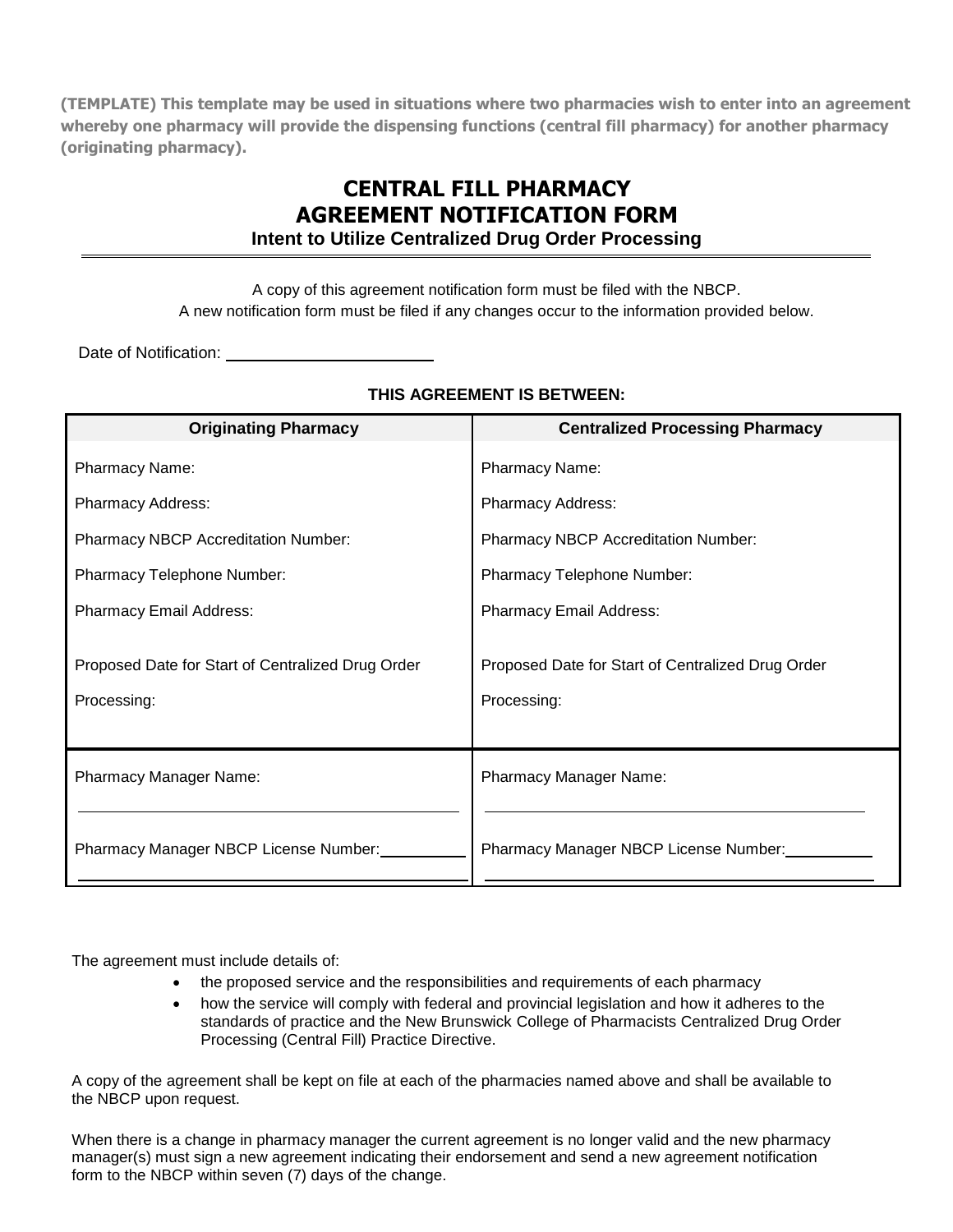**(TEMPLATE) This template may be used in situations where two pharmacies wish to enter into an agreement whereby one pharmacy will provide the dispensing functions (central fill pharmacy) for another pharmacy (originating pharmacy).**

# CENTRAL FILL PHARMACY AGREEMENT NOTIFICATION FORM

**Intent to Utilize Centralized Drug Order Processing**

---

A copy of this agreement notification form must be filed with the NBCP.
A new notification form must be filed if any changes occur to the information provided below.

Date of Notification: ______________________

**THIS AGREEMENT IS BETWEEN:**

| Originating Pharmacy | Centralized Processing Pharmacy |
|---|---|
| Pharmacy Name: | Pharmacy Name: |
| Pharmacy Address: | Pharmacy Address: |
| Pharmacy NBCP Accreditation Number: | Pharmacy NBCP Accreditation Number: |
| Pharmacy Telephone Number: | Pharmacy Telephone Number: |
| Pharmacy Email Address: | Pharmacy Email Address: |
| Proposed Date for Start of Centralized Drug Order Processing: | Proposed Date for Start of Centralized Drug Order Processing: |
| Pharmacy Manager Name: ______________________ | Pharmacy Manager Name: ______________________ |
| Pharmacy Manager NBCP License Number: __________ | Pharmacy Manager NBCP License Number: __________ |

The agreement must include details of:

- the proposed service and the responsibilities and requirements of each pharmacy
- how the service will comply with federal and provincial legislation and how it adheres to the standards of practice and the New Brunswick College of Pharmacists Centralized Drug Order Processing (Central Fill) Practice Directive.

A copy of the agreement shall be kept on file at each of the pharmacies named above and shall be available to the NBCP upon request.

When there is a change in pharmacy manager the current agreement is no longer valid and the new pharmacy manager(s) must sign a new agreement indicating their endorsement and send a new agreement notification form to the NBCP within seven (7) days of the change.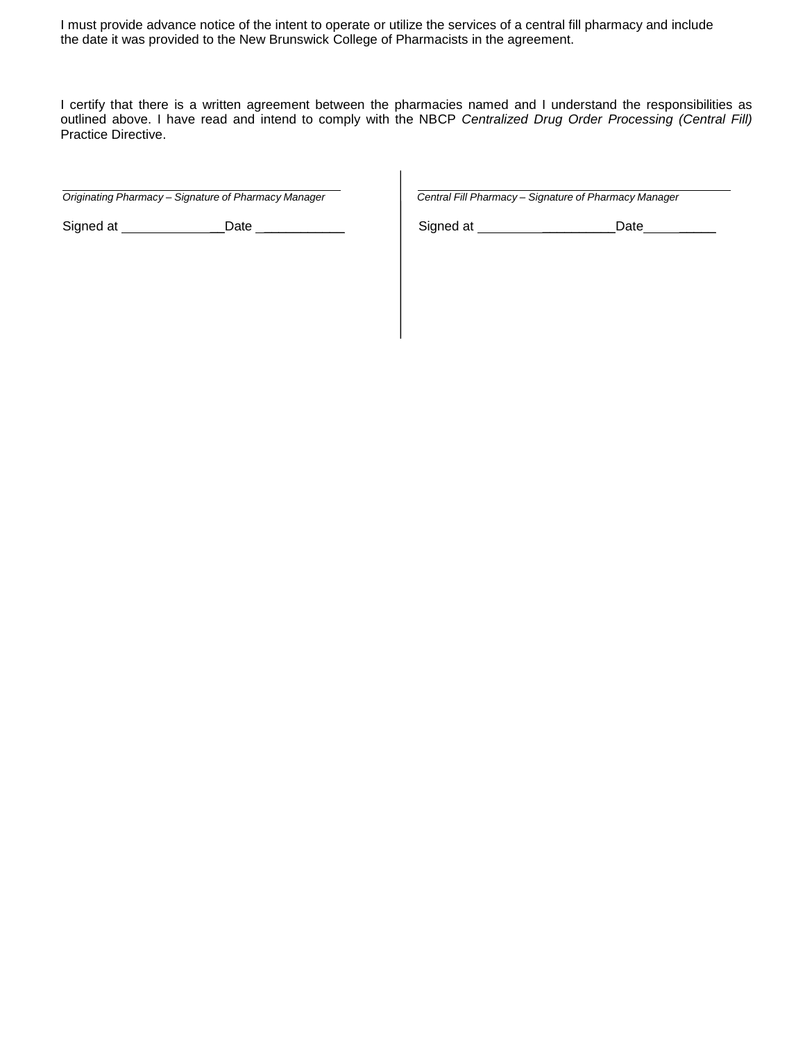I must provide advance notice of the intent to operate or utilize the services of a central fill pharmacy and include the date it was provided to the New Brunswick College of Pharmacists in the agreement.

I certify that there is a written agreement between the pharmacies named and I understand the responsibilities as outlined above. I have read and intend to comply with the NBCP *Centralized Drug Order Processing (Central Fill)* Practice Directive.

| | |
|---|---|
| ______________________________ | ______________________________ |
| *Originating Pharmacy – Signature of Pharmacy Manager* | *Central Fill Pharmacy – Signature of Pharmacy Manager* |
| Signed at _______________ Date ____________ | Signed at ___________________ Date __________ |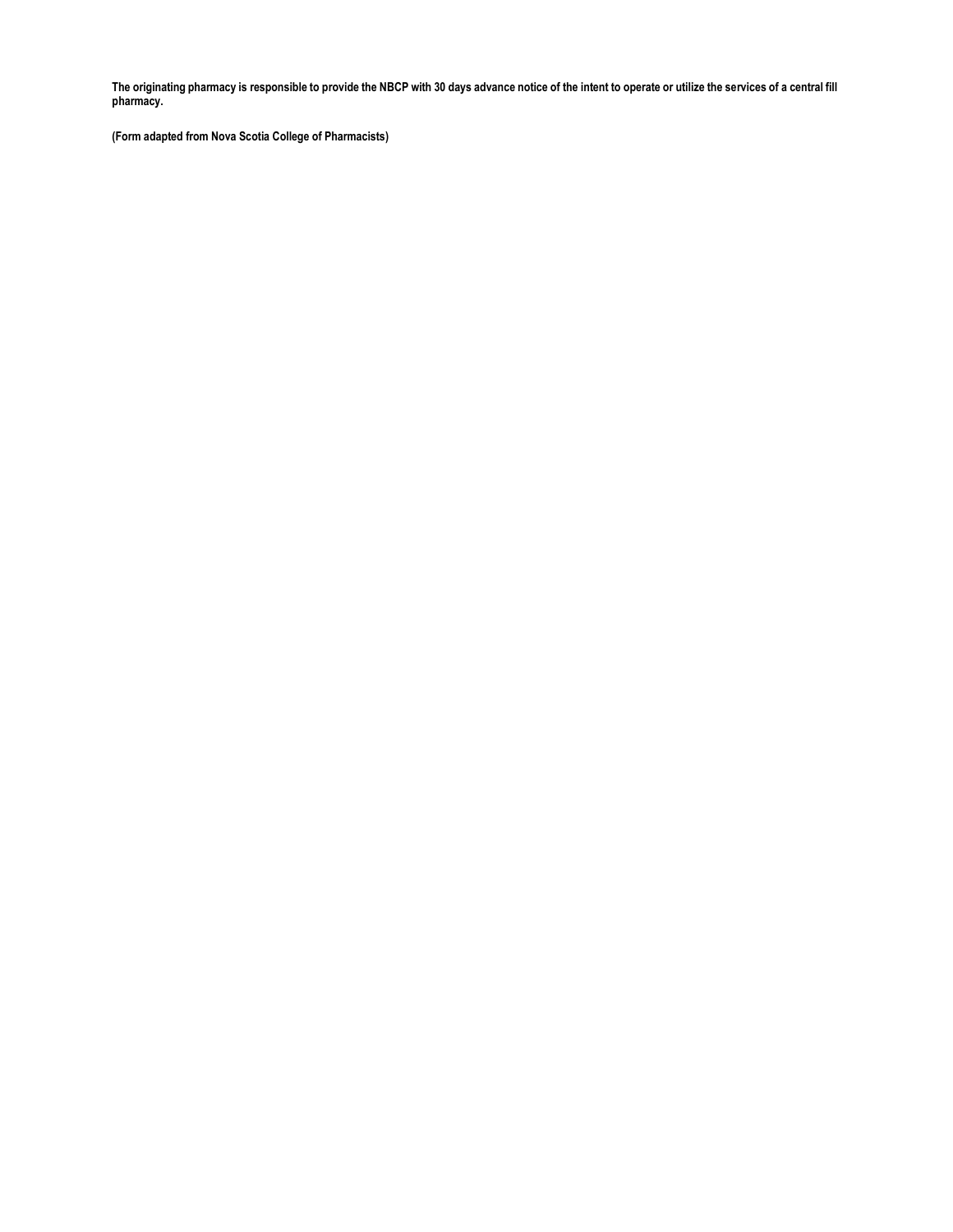**The originating pharmacy is responsible to provide the NBCP with 30 days advance notice of the intent to operate or utilize the services of a central fill pharmacy.**

**(Form adapted from Nova Scotia College of Pharmacists)**